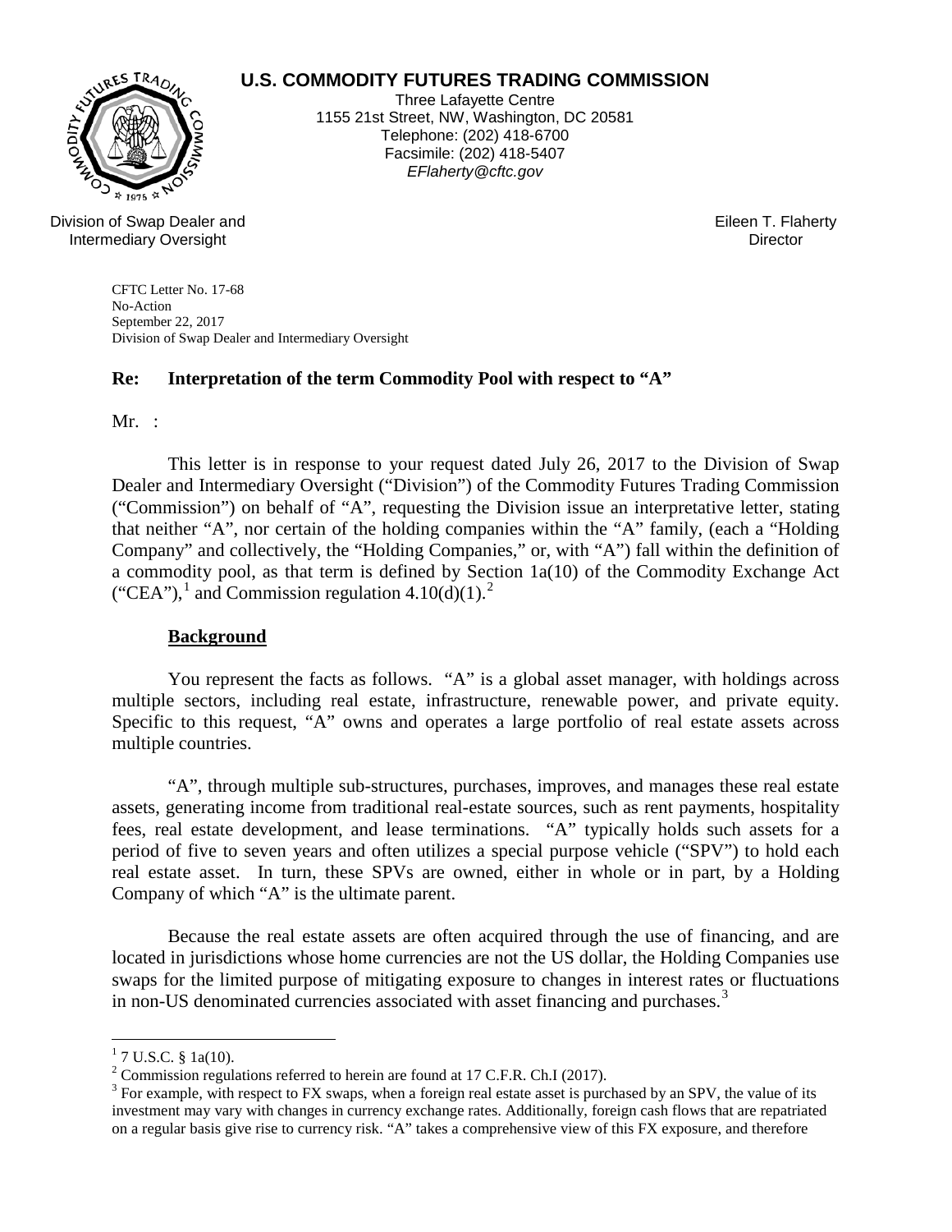**U.S. COMMODITY FUTURES TRADING COMMISSION**

Three Lafayette Centre
1155 21st Street, NW, Washington, DC 20581
Telephone: (202) 418-6700
Facsimile: (202) 418-5407
*EFlaherty@cftc.gov*

Division of Swap Dealer and Intermediary Oversight

Eileen T. Flaherty
Director

CFTC Letter No. 17-68
No-Action
September 22, 2017
Division of Swap Dealer and Intermediary Oversight

**Re: Interpretation of the term Commodity Pool with respect to "A"**

Mr. :

This letter is in response to your request dated July 26, 2017 to the Division of Swap Dealer and Intermediary Oversight ("Division") of the Commodity Futures Trading Commission ("Commission") on behalf of "A", requesting the Division issue an interpretative letter, stating that neither "A", nor certain of the holding companies within the "A" family, (each a "Holding Company" and collectively, the "Holding Companies," or, with "A") fall within the definition of a commodity pool, as that term is defined by Section 1a(10) of the Commodity Exchange Act ("CEA"),[1] and Commission regulation 4.10(d)(1).[2]

**Background**

You represent the facts as follows. "A" is a global asset manager, with holdings across multiple sectors, including real estate, infrastructure, renewable power, and private equity. Specific to this request, "A" owns and operates a large portfolio of real estate assets across multiple countries.

"A", through multiple sub-structures, purchases, improves, and manages these real estate assets, generating income from traditional real-estate sources, such as rent payments, hospitality fees, real estate development, and lease terminations. "A" typically holds such assets for a period of five to seven years and often utilizes a special purpose vehicle ("SPV") to hold each real estate asset. In turn, these SPVs are owned, either in whole or in part, by a Holding Company of which "A" is the ultimate parent.

Because the real estate assets are often acquired through the use of financing, and are located in jurisdictions whose home currencies are not the US dollar, the Holding Companies use swaps for the limited purpose of mitigating exposure to changes in interest rates or fluctuations in non-US denominated currencies associated with asset financing and purchases.[3]

---

[1] 7 U.S.C. § 1a(10).

[2] Commission regulations referred to herein are found at 17 C.F.R. Ch.I (2017).

[3] For example, with respect to FX swaps, when a foreign real estate asset is purchased by an SPV, the value of its investment may vary with changes in currency exchange rates. Additionally, foreign cash flows that are repatriated on a regular basis give rise to currency risk. "A" takes a comprehensive view of this FX exposure, and therefore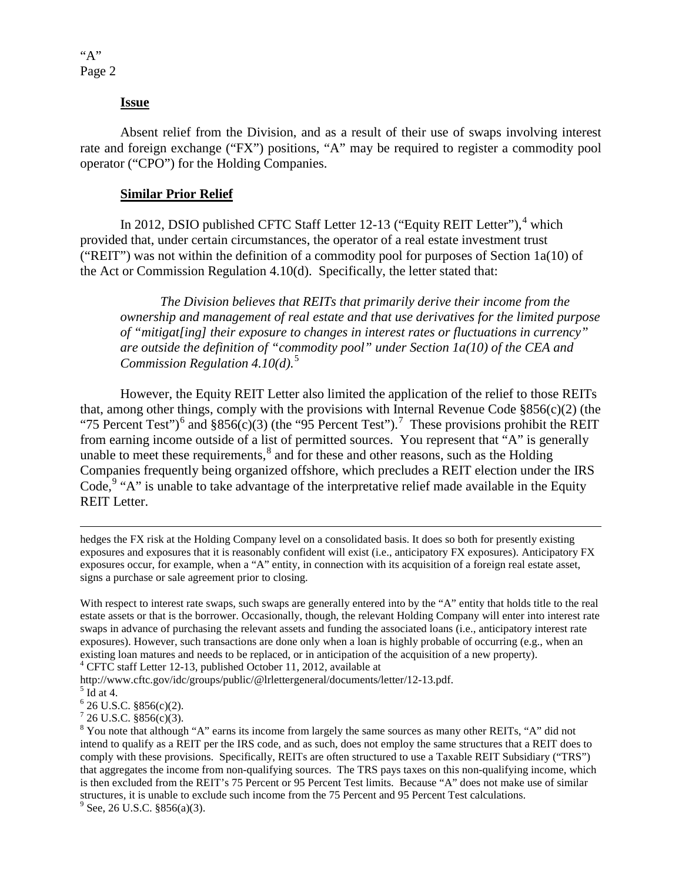**Issue**

Absent relief from the Division, and as a result of their use of swaps involving interest rate and foreign exchange ("FX") positions, "A" may be required to register a commodity pool operator ("CPO") for the Holding Companies.

**Similar Prior Relief**

In 2012, DSIO published CFTC Staff Letter 12-13 ("Equity REIT Letter"),[4] which provided that, under certain circumstances, the operator of a real estate investment trust ("REIT") was not within the definition of a commodity pool for purposes of Section 1a(10) of the Act or Commission Regulation 4.10(d). Specifically, the letter stated that:

> *The Division believes that REITs that primarily derive their income from the ownership and management of real estate and that use derivatives for the limited purpose of "mitigat[ing] their exposure to changes in interest rates or fluctuations in currency" are outside the definition of "commodity pool" under Section 1a(10) of the CEA and Commission Regulation 4.10(d).*[5]

However, the Equity REIT Letter also limited the application of the relief to those REITs that, among other things, comply with the provisions with Internal Revenue Code §856(c)(2) (the "75 Percent Test")[6] and §856(c)(3) (the "95 Percent Test").[7] These provisions prohibit the REIT from earning income outside of a list of permitted sources. You represent that "A" is generally unable to meet these requirements,[8] and for these and other reasons, such as the Holding Companies frequently being organized offshore, which precludes a REIT election under the IRS Code,[9] "A" is unable to take advantage of the interpretative relief made available in the Equity REIT Letter.

---

hedges the FX risk at the Holding Company level on a consolidated basis. It does so both for presently existing exposures and exposures that it is reasonably confident will exist (i.e., anticipatory FX exposures). Anticipatory FX exposures occur, for example, when a "A" entity, in connection with its acquisition of a foreign real estate asset, signs a purchase or sale agreement prior to closing.

With respect to interest rate swaps, such swaps are generally entered into by the "A" entity that holds title to the real estate assets or that is the borrower. Occasionally, though, the relevant Holding Company will enter into interest rate swaps in advance of purchasing the relevant assets and funding the associated loans (i.e., anticipatory interest rate exposures). However, such transactions are done only when a loan is highly probable of occurring (e.g., when an existing loan matures and needs to be replaced, or in anticipation of the acquisition of a new property).

[4] CFTC staff Letter 12-13, published October 11, 2012, available at http://www.cftc.gov/idc/groups/public/@lrlettergeneral/documents/letter/12-13.pdf.

[5] Id at 4.

[6] 26 U.S.C. §856(c)(2).

[7] 26 U.S.C. §856(c)(3).

[8] You note that although "A" earns its income from largely the same sources as many other REITs, "A" did not intend to qualify as a REIT per the IRS code, and as such, does not employ the same structures that a REIT does to comply with these provisions. Specifically, REITs are often structured to use a Taxable REIT Subsidiary ("TRS") that aggregates the income from non-qualifying sources. The TRS pays taxes on this non-qualifying income, which is then excluded from the REIT's 75 Percent or 95 Percent Test limits. Because "A" does not make use of similar structures, it is unable to exclude such income from the 75 Percent and 95 Percent Test calculations.

[9] See, 26 U.S.C. §856(a)(3).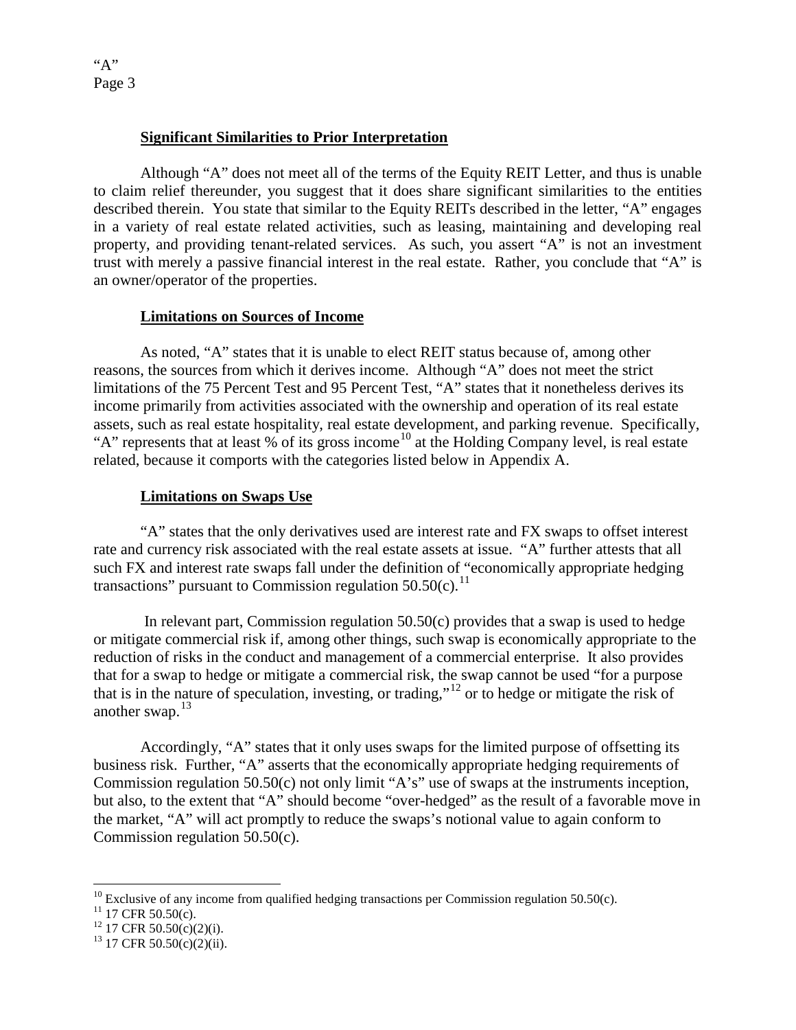**Significant Similarities to Prior Interpretation**

Although "A" does not meet all of the terms of the Equity REIT Letter, and thus is unable to claim relief thereunder, you suggest that it does share significant similarities to the entities described therein. You state that similar to the Equity REITs described in the letter, "A" engages in a variety of real estate related activities, such as leasing, maintaining and developing real property, and providing tenant-related services. As such, you assert "A" is not an investment trust with merely a passive financial interest in the real estate. Rather, you conclude that "A" is an owner/operator of the properties.

**Limitations on Sources of Income**

As noted, "A" states that it is unable to elect REIT status because of, among other reasons, the sources from which it derives income. Although "A" does not meet the strict limitations of the 75 Percent Test and 95 Percent Test, "A" states that it nonetheless derives its income primarily from activities associated with the ownership and operation of its real estate assets, such as real estate hospitality, real estate development, and parking revenue. Specifically, "A" represents that at least % of its gross income[10] at the Holding Company level, is real estate related, because it comports with the categories listed below in Appendix A.

**Limitations on Swaps Use**

"A" states that the only derivatives used are interest rate and FX swaps to offset interest rate and currency risk associated with the real estate assets at issue. "A" further attests that all such FX and interest rate swaps fall under the definition of "economically appropriate hedging transactions" pursuant to Commission regulation 50.50(c).[11]

In relevant part, Commission regulation 50.50(c) provides that a swap is used to hedge or mitigate commercial risk if, among other things, such swap is economically appropriate to the reduction of risks in the conduct and management of a commercial enterprise. It also provides that for a swap to hedge or mitigate a commercial risk, the swap cannot be used "for a purpose that is in the nature of speculation, investing, or trading,"[12] or to hedge or mitigate the risk of another swap.[13]

Accordingly, "A" states that it only uses swaps for the limited purpose of offsetting its business risk. Further, "A" asserts that the economically appropriate hedging requirements of Commission regulation 50.50(c) not only limit "A's" use of swaps at the instruments inception, but also, to the extent that "A" should become "over-hedged" as the result of a favorable move in the market, "A" will act promptly to reduce the swaps's notional value to again conform to Commission regulation 50.50(c).

---

[10] Exclusive of any income from qualified hedging transactions per Commission regulation 50.50(c).

[11] 17 CFR 50.50(c).

[12] 17 CFR 50.50(c)(2)(i).

[13] 17 CFR 50.50(c)(2)(ii).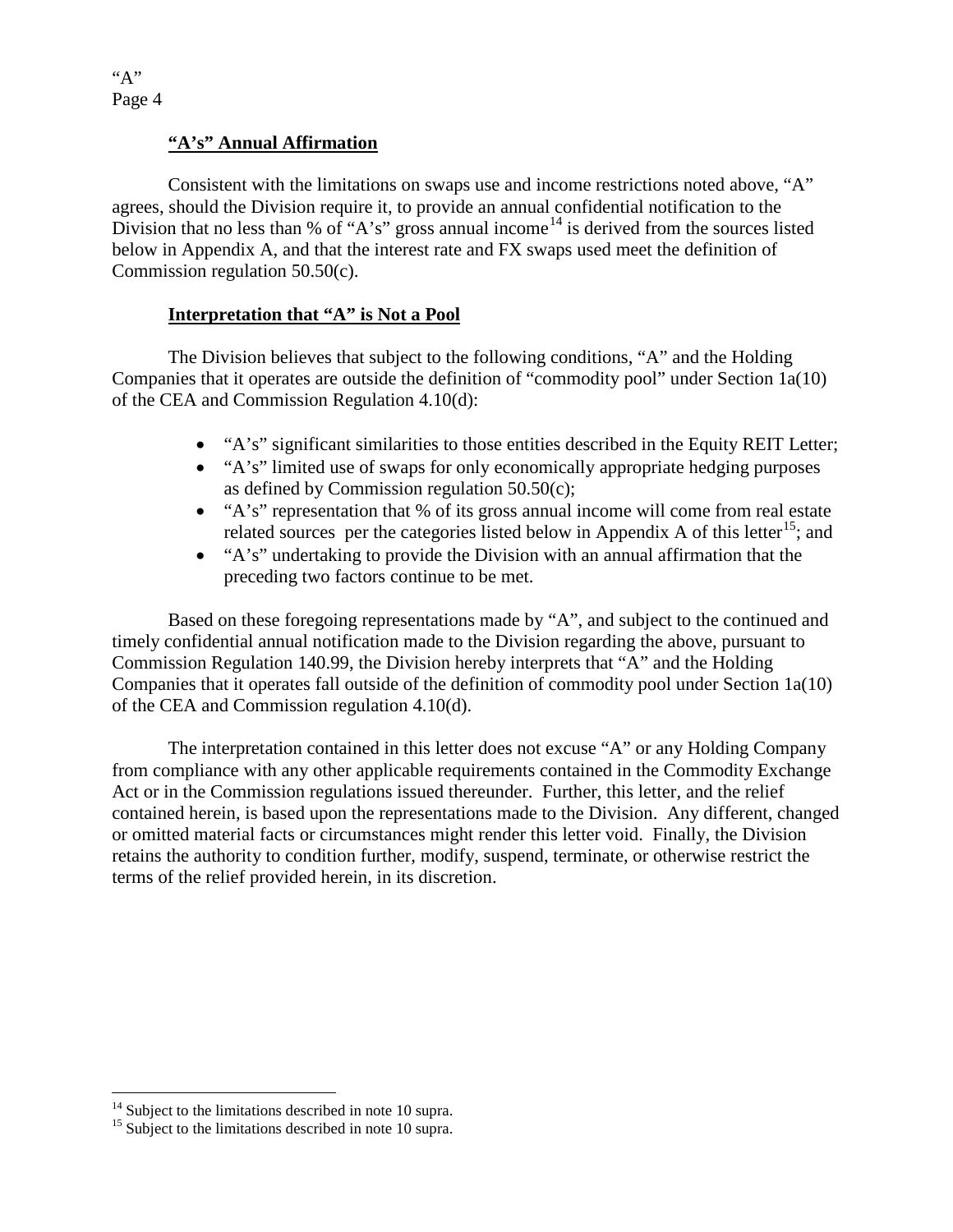**"A's" Annual Affirmation**

Consistent with the limitations on swaps use and income restrictions noted above, "A" agrees, should the Division require it, to provide an annual confidential notification to the Division that no less than % of "A's" gross annual income[14] is derived from the sources listed below in Appendix A, and that the interest rate and FX swaps used meet the definition of Commission regulation 50.50(c).

**Interpretation that "A" is Not a Pool**

The Division believes that subject to the following conditions, "A" and the Holding Companies that it operates are outside the definition of "commodity pool" under Section 1a(10) of the CEA and Commission Regulation 4.10(d):

- "A's" significant similarities to those entities described in the Equity REIT Letter;
- "A's" limited use of swaps for only economically appropriate hedging purposes as defined by Commission regulation 50.50(c);
- "A's" representation that % of its gross annual income will come from real estate related sources per the categories listed below in Appendix A of this letter[15]; and
- "A's" undertaking to provide the Division with an annual affirmation that the preceding two factors continue to be met.

Based on these foregoing representations made by "A", and subject to the continued and timely confidential annual notification made to the Division regarding the above, pursuant to Commission Regulation 140.99, the Division hereby interprets that "A" and the Holding Companies that it operates fall outside of the definition of commodity pool under Section 1a(10) of the CEA and Commission regulation 4.10(d).

The interpretation contained in this letter does not excuse "A" or any Holding Company from compliance with any other applicable requirements contained in the Commodity Exchange Act or in the Commission regulations issued thereunder. Further, this letter, and the relief contained herein, is based upon the representations made to the Division. Any different, changed or omitted material facts or circumstances might render this letter void. Finally, the Division retains the authority to condition further, modify, suspend, terminate, or otherwise restrict the terms of the relief provided herein, in its discretion.

---

[14] Subject to the limitations described in note 10 supra.

[15] Subject to the limitations described in note 10 supra.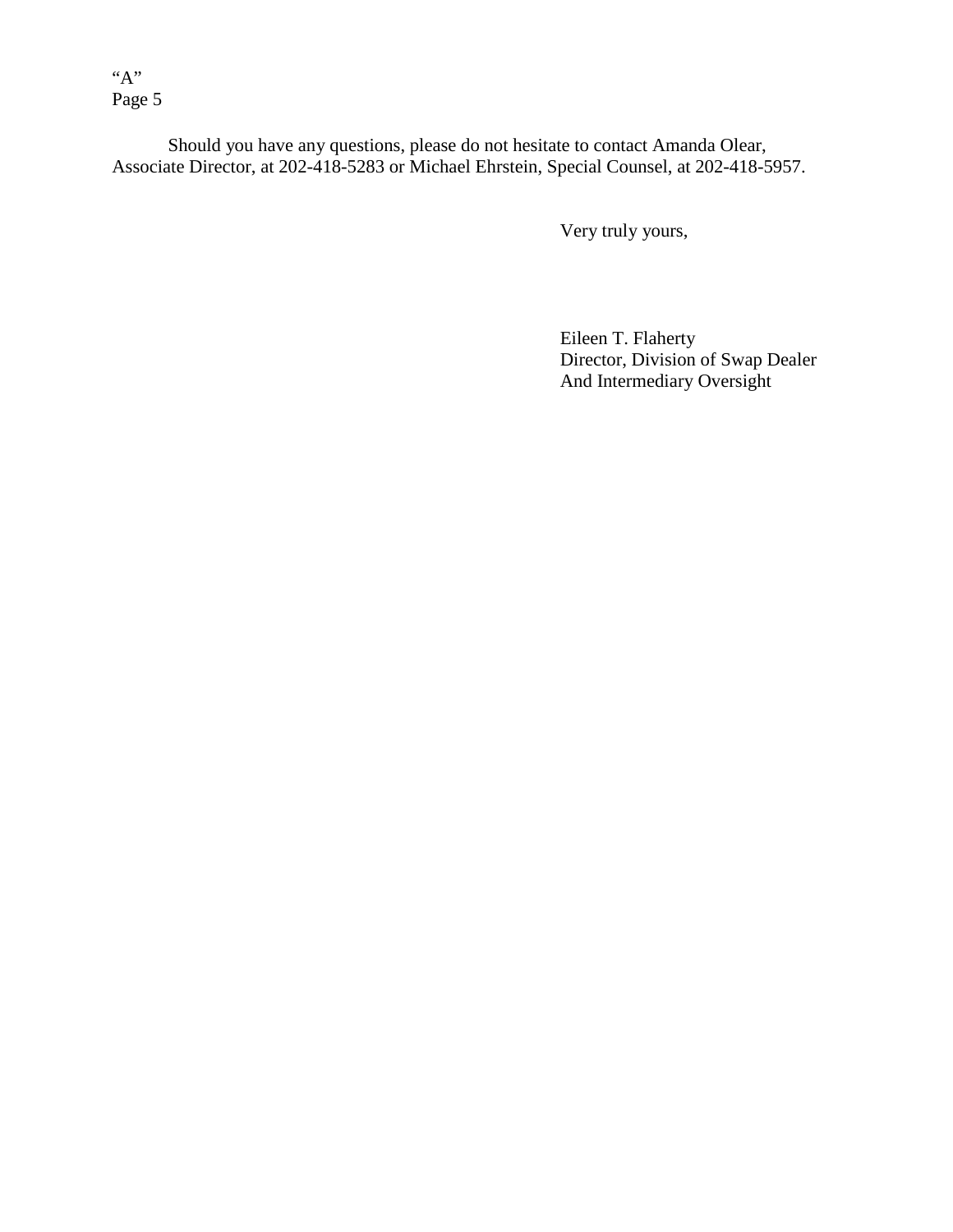Should you have any questions, please do not hesitate to contact Amanda Olear, Associate Director, at 202-418-5283 or Michael Ehrstein, Special Counsel, at 202-418-5957.

Very truly yours,

Eileen T. Flaherty  
Director, Division of Swap Dealer  
And Intermediary Oversight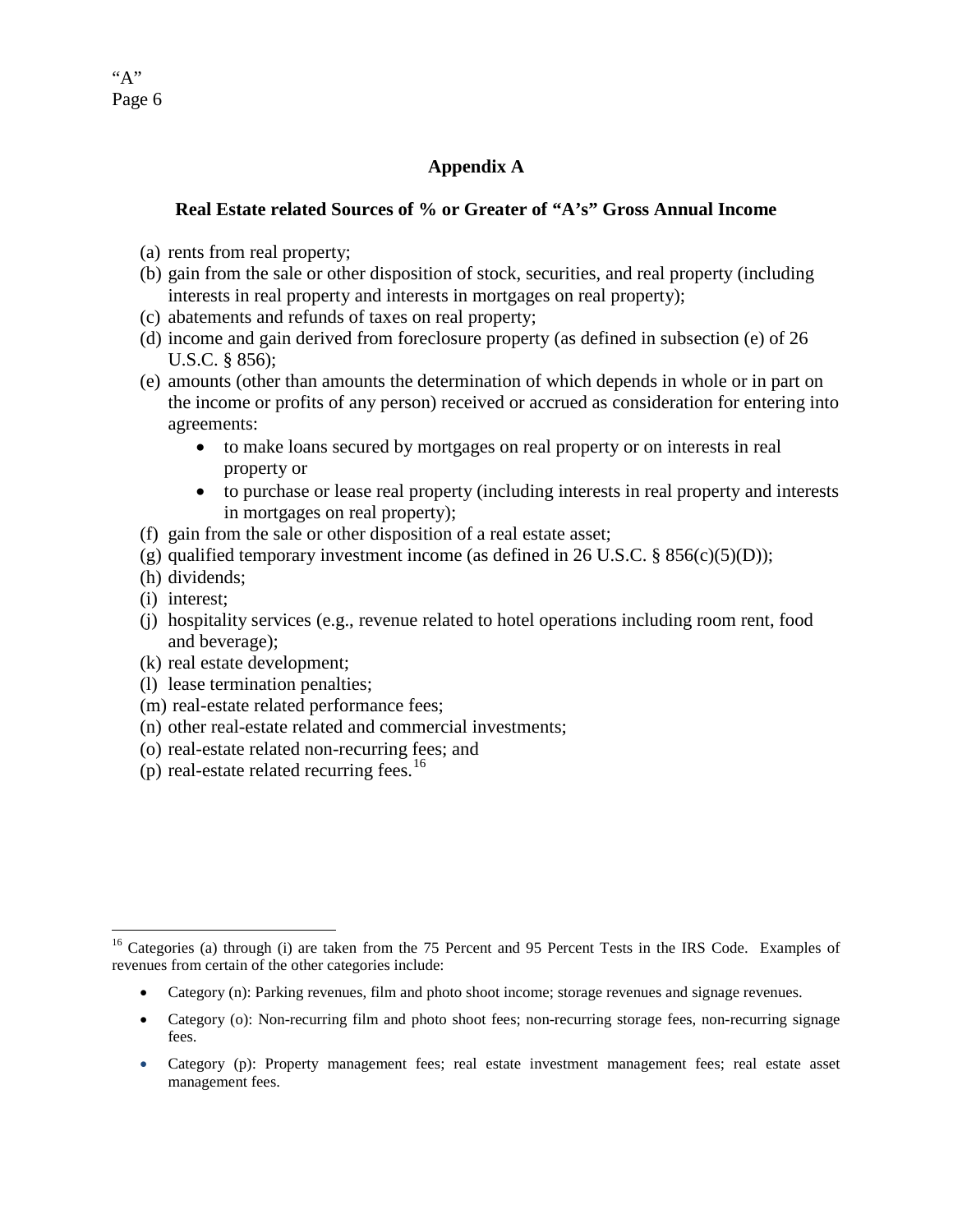## Appendix A

### Real Estate related Sources of % or Greater of "A's" Gross Annual Income

(a) rents from real property;
(b) gain from the sale or other disposition of stock, securities, and real property (including interests in real property and interests in mortgages on real property);
(c) abatements and refunds of taxes on real property;
(d) income and gain derived from foreclosure property (as defined in subsection (e) of 26 U.S.C. § 856);
(e) amounts (other than amounts the determination of which depends in whole or in part on the income or profits of any person) received or accrued as consideration for entering into agreements:
   - to make loans secured by mortgages on real property or on interests in real property or
   - to purchase or lease real property (including interests in real property and interests in mortgages on real property);
(f) gain from the sale or other disposition of a real estate asset;
(g) qualified temporary investment income (as defined in 26 U.S.C. § 856(c)(5)(D));
(h) dividends;
(i) interest;
(j) hospitality services (e.g., revenue related to hotel operations including room rent, food and beverage);
(k) real estate development;
(l) lease termination penalties;
(m) real-estate related performance fees;
(n) other real-estate related and commercial investments;
(o) real-estate related non-recurring fees; and
(p) real-estate related recurring fees.[16]

---

[16] Categories (a) through (i) are taken from the 75 Percent and 95 Percent Tests in the IRS Code. Examples of revenues from certain of the other categories include:

- Category (n): Parking revenues, film and photo shoot income; storage revenues and signage revenues.
- Category (o): Non-recurring film and photo shoot fees; non-recurring storage fees, non-recurring signage fees.
- Category (p): Property management fees; real estate investment management fees; real estate asset management fees.